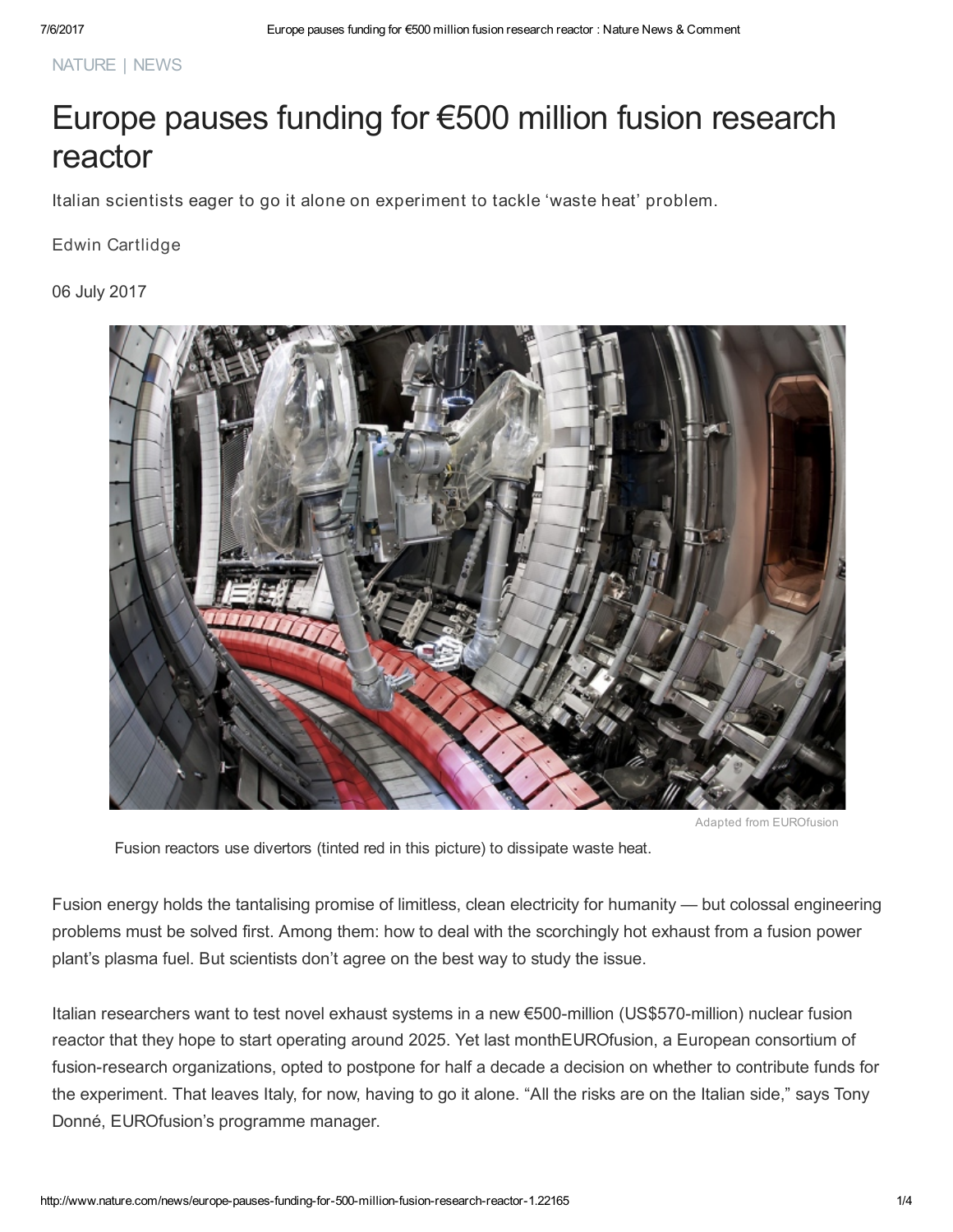NATURE | NEWS

# Europe pauses funding for €500 million fusion research reactor

Italian scientists eager to go it alone on experiment to tackle 'waste heat' problem.

Edwin Cartlidge

06 July 2017

Adapted from EUROfusion

Fusion reactors use divertors (tinted red in this picture) to dissipate waste heat.

Fusion energy holds the tantalising promise of limitless, clean electricity for humanity — but colossal engineering problems must be solved first. Among them: how to deal with the scorchingly hot exhaust from a fusion power plant's plasma fuel. But scientists don't agree on the best way to study the issue.

Italian researchers want to test novel exhaust systems in a new €500-million (US$570-million) nuclear fusion reactor that they hope to start operating around 2025. Yet last monthEUROfusion, a European consortium of fusion-research organizations, opted to postpone for half a decade a decision on whether to contribute funds for the experiment. That leaves Italy, for now, having to go it alone. "All the risks are on the Italian side," says Tony Donné, EUROfusion's programme manager.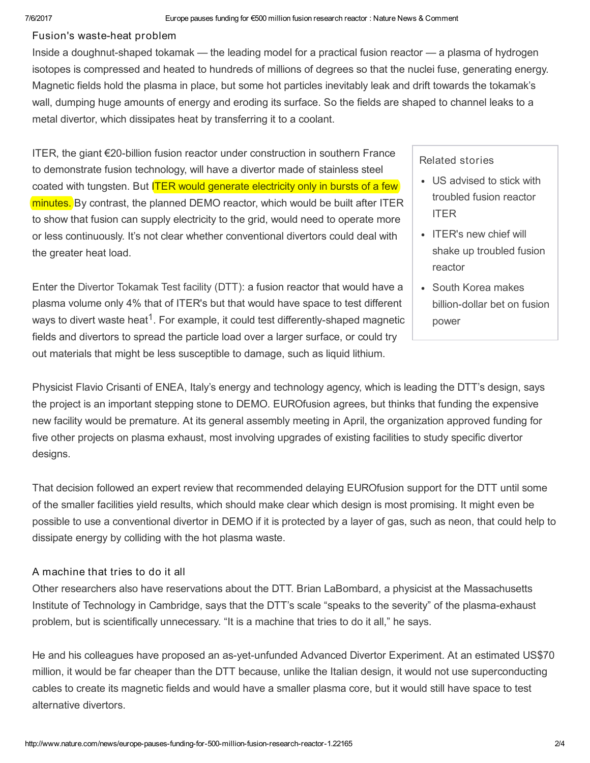## Fusion's waste-heat problem

Inside a doughnut-shaped tokamak — the leading model for a practical fusion reactor — a plasma of hydrogen isotopes is compressed and heated to hundreds of millions of degrees so that the nuclei fuse, generating energy. Magnetic fields hold the plasma in place, but some hot particles inevitably leak and drift towards the tokamak's wall, dumping huge amounts of energy and eroding its surface. So the fields are shaped to channel leaks to a metal divertor, which dissipates heat by transferring it to a coolant.

ITER, the giant €20-billion fusion reactor under construction in southern France to demonstrate fusion technology, will have a divertor made of stainless steel coated with tungsten. But ITER would generate electricity only in bursts of a few minutes. By contrast, the planned DEMO reactor, which would be built after ITER to show that fusion can supply electricity to the grid, would need to operate more or less continuously. It's not clear whether conventional divertors could deal with the greater heat load.

Related stories

- US advised to stick with troubled fusion reactor ITER
- ITER's new chief will shake up troubled fusion reactor
- South Korea makes billion-dollar bet on fusion power

Enter the Divertor Tokamak Test facility (DTT): a fusion reactor that would have a plasma volume only 4% that of ITER's but that would have space to test different ways to divert waste heat[1]. For example, it could test differently-shaped magnetic fields and divertors to spread the particle load over a larger surface, or could try out materials that might be less susceptible to damage, such as liquid lithium.

Physicist Flavio Crisanti of ENEA, Italy's energy and technology agency, which is leading the DTT's design, says the project is an important stepping stone to DEMO. EUROfusion agrees, but thinks that funding the expensive new facility would be premature. At its general assembly meeting in April, the organization approved funding for five other projects on plasma exhaust, most involving upgrades of existing facilities to study specific divertor designs.

That decision followed an expert review that recommended delaying EUROfusion support for the DTT until some of the smaller facilities yield results, which should make clear which design is most promising. It might even be possible to use a conventional divertor in DEMO if it is protected by a layer of gas, such as neon, that could help to dissipate energy by colliding with the hot plasma waste.

## A machine that tries to do it all

Other researchers also have reservations about the DTT. Brian LaBombard, a physicist at the Massachusetts Institute of Technology in Cambridge, says that the DTT's scale "speaks to the severity" of the plasma-exhaust problem, but is scientifically unnecessary. "It is a machine that tries to do it all," he says.

He and his colleagues have proposed an as-yet-unfunded Advanced Divertor Experiment. At an estimated US$70 million, it would be far cheaper than the DTT because, unlike the Italian design, it would not use superconducting cables to create its magnetic fields and would have a smaller plasma core, but it would still have space to test alternative divertors.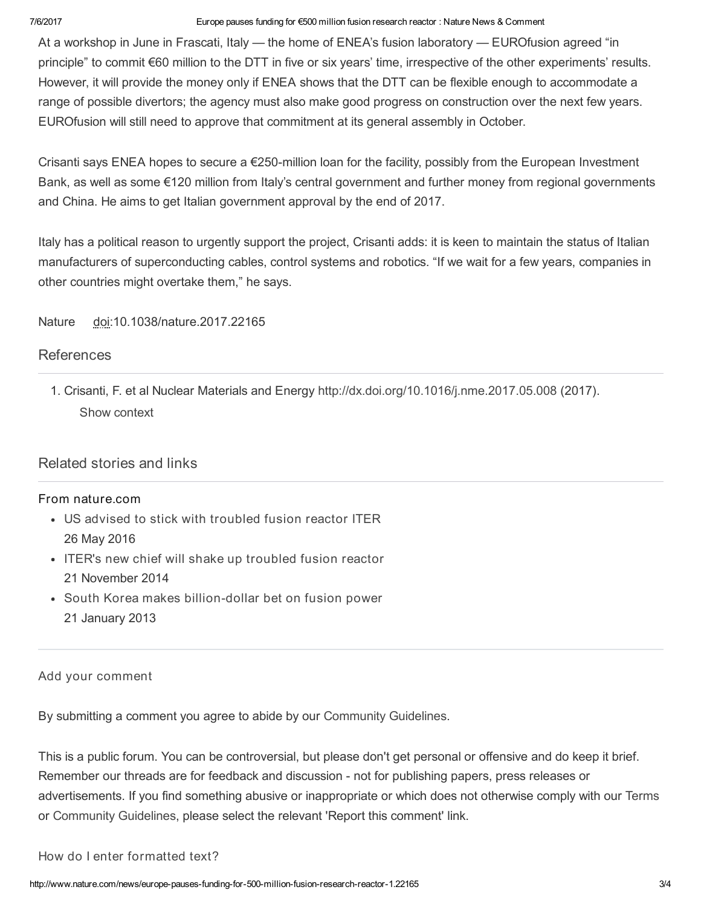At a workshop in June in Frascati, Italy — the home of ENEA's fusion laboratory — EUROfusion agreed "in principle" to commit €60 million to the DTT in five or six years' time, irrespective of the other experiments' results. However, it will provide the money only if ENEA shows that the DTT can be flexible enough to accommodate a range of possible divertors; the agency must also make good progress on construction over the next few years. EUROfusion will still need to approve that commitment at its general assembly in October.

Crisanti says ENEA hopes to secure a €250-million loan for the facility, possibly from the European Investment Bank, as well as some €120 million from Italy's central government and further money from regional governments and China. He aims to get Italian government approval by the end of 2017.

Italy has a political reason to urgently support the project, Crisanti adds: it is keen to maintain the status of Italian manufacturers of superconducting cables, control systems and robotics. "If we wait for a few years, companies in other countries might overtake them," he says.

Nature doi:10.1038/nature.2017.22165

## References

1. Crisanti, F. et al Nuclear Materials and Energy http://dx.doi.org/10.1016/j.nme.2017.05.008 (2017).
   Show context

## Related stories and links

### From nature.com

- US advised to stick with troubled fusion reactor ITER
  26 May 2016
- ITER's new chief will shake up troubled fusion reactor
  21 November 2014
- South Korea makes billion-dollar bet on fusion power
  21 January 2013

Add your comment

By submitting a comment you agree to abide by our Community Guidelines.

This is a public forum. You can be controversial, but please don't get personal or offensive and do keep it brief. Remember our threads are for feedback and discussion - not for publishing papers, press releases or advertisements. If you find something abusive or inappropriate or which does not otherwise comply with our Terms or Community Guidelines, please select the relevant 'Report this comment' link.

How do I enter formatted text?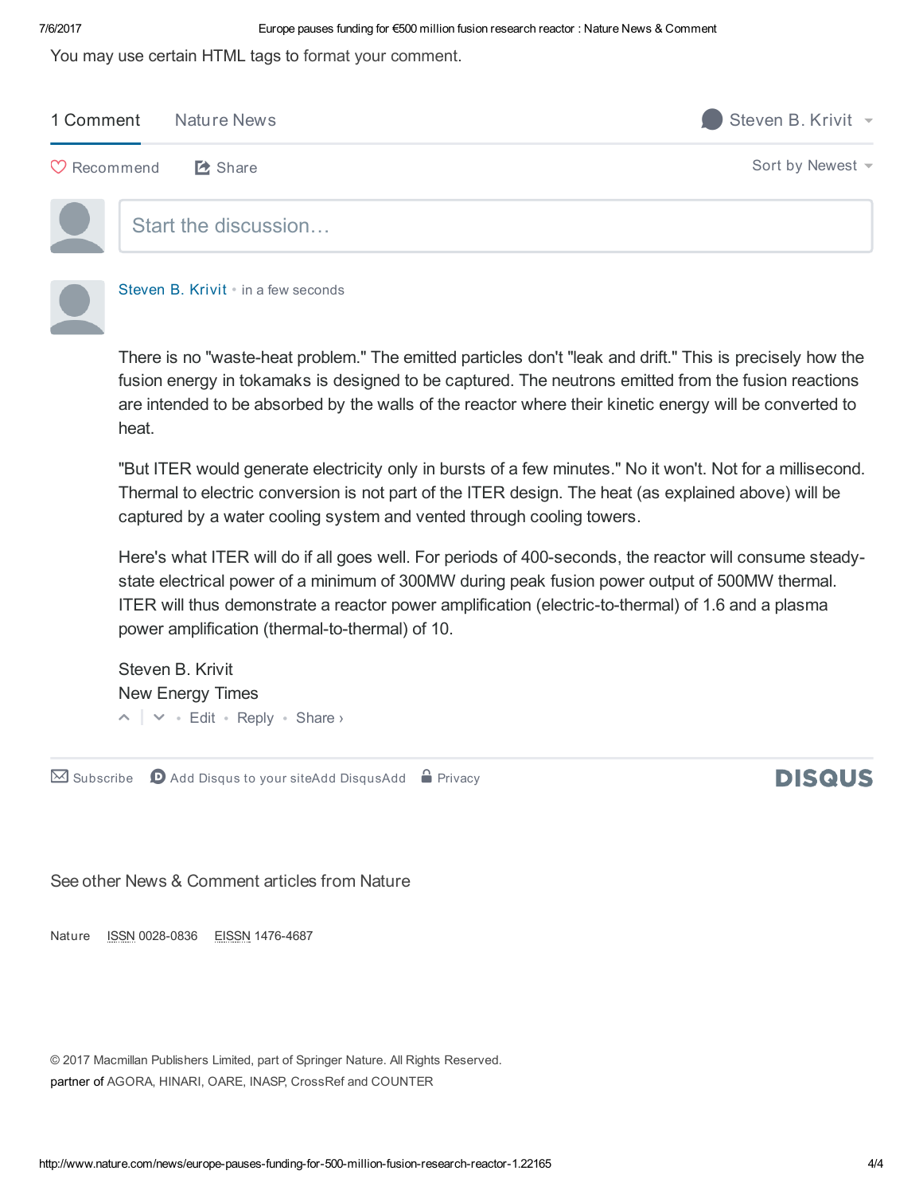You may use certain HTML tags to format your comment.

1 Comment    Nature News    Steven B. Krivit

Recommend    Share    Sort by Newest

Start the discussion…

Steven B. Krivit • in a few seconds

There is no "waste-heat problem." The emitted particles don't "leak and drift." This is precisely how the fusion energy in tokamaks is designed to be captured. The neutrons emitted from the fusion reactions are intended to be absorbed by the walls of the reactor where their kinetic energy will be converted to heat.

"But ITER would generate electricity only in bursts of a few minutes." No it won't. Not for a millisecond. Thermal to electric conversion is not part of the ITER design. The heat (as explained above) will be captured by a water cooling system and vented through cooling towers.

Here's what ITER will do if all goes well. For periods of 400-seconds, the reactor will consume steady-state electrical power of a minimum of 300MW during peak fusion power output of 500MW thermal. ITER will thus demonstrate a reactor power amplification (electric-to-thermal) of 1.6 and a plasma power amplification (thermal-to-thermal) of 10.

Steven B. Krivit
New Energy Times

Edit • Reply • Share ›

Subscribe    Add Disqus to your siteAdd DisqusAdd    Privacy    DISQUS

See other News & Comment articles from Nature

Nature ISSN 0028-0836 EISSN 1476-4687

© 2017 Macmillan Publishers Limited, part of Springer Nature. All Rights Reserved.
partner of AGORA, HINARI, OARE, INASP, CrossRef and COUNTER